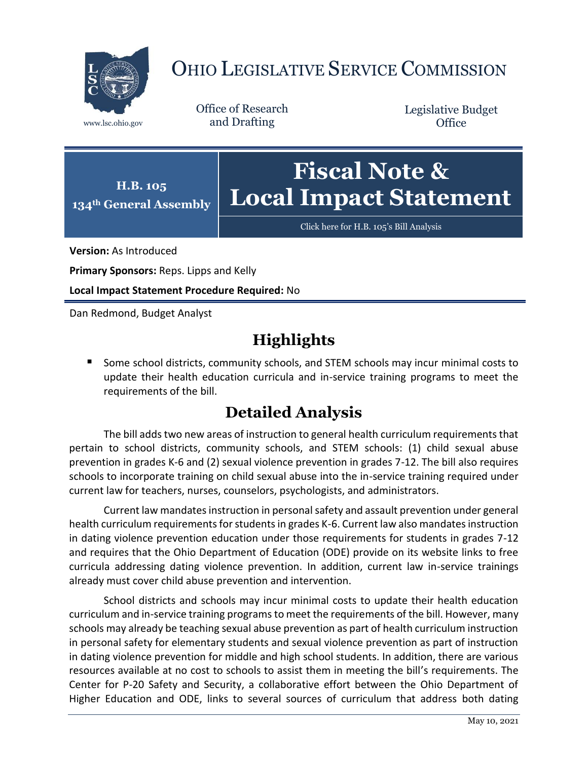# OHIO LEGISLATIVE SERVICE COMMISSION

www.lsc.ohio.gov

Office of Research and Drafting

Legislative Budget Office

**H.B. 105**
**134th General Assembly**

# Fiscal Note & Local Impact Statement

Click here for H.B. 105's Bill Analysis

**Version:** As Introduced

**Primary Sponsors:** Reps. Lipps and Kelly

**Local Impact Statement Procedure Required:** No

Dan Redmond, Budget Analyst

## Highlights

- Some school districts, community schools, and STEM schools may incur minimal costs to update their health education curricula and in-service training programs to meet the requirements of the bill.

## Detailed Analysis

The bill adds two new areas of instruction to general health curriculum requirements that pertain to school districts, community schools, and STEM schools: (1) child sexual abuse prevention in grades K-6 and (2) sexual violence prevention in grades 7-12. The bill also requires schools to incorporate training on child sexual abuse into the in-service training required under current law for teachers, nurses, counselors, psychologists, and administrators.

Current law mandates instruction in personal safety and assault prevention under general health curriculum requirements for students in grades K-6. Current law also mandates instruction in dating violence prevention education under those requirements for students in grades 7-12 and requires that the Ohio Department of Education (ODE) provide on its website links to free curricula addressing dating violence prevention. In addition, current law in-service trainings already must cover child abuse prevention and intervention.

School districts and schools may incur minimal costs to update their health education curriculum and in-service training programs to meet the requirements of the bill. However, many schools may already be teaching sexual abuse prevention as part of health curriculum instruction in personal safety for elementary students and sexual violence prevention as part of instruction in dating violence prevention for middle and high school students. In addition, there are various resources available at no cost to schools to assist them in meeting the bill's requirements. The Center for P-20 Safety and Security, a collaborative effort between the Ohio Department of Higher Education and ODE, links to several sources of curriculum that address both dating

May 10, 2021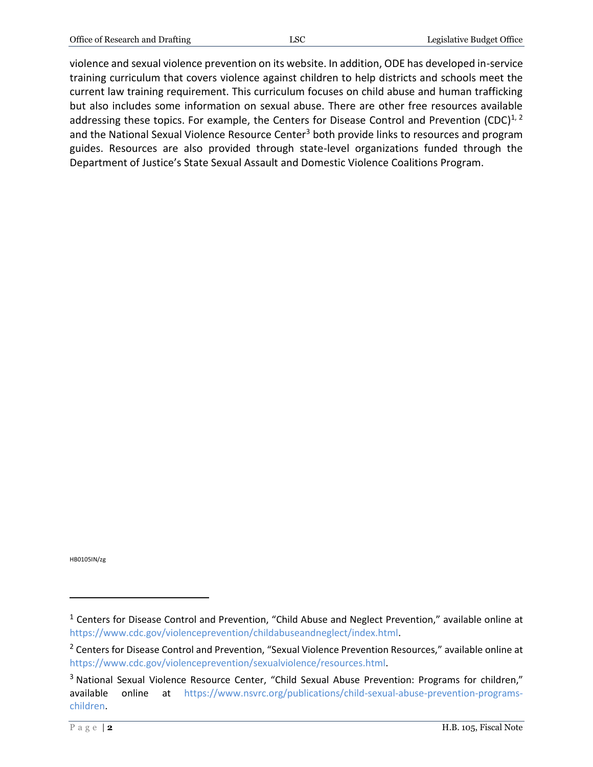violence and sexual violence prevention on its website. In addition, ODE has developed in-service training curriculum that covers violence against children to help districts and schools meet the current law training requirement. This curriculum focuses on child abuse and human trafficking but also includes some information on sexual abuse. There are other free resources available addressing these topics. For example, the Centers for Disease Control and Prevention (CDC)[1, 2] and the National Sexual Violence Resource Center[3] both provide links to resources and program guides. Resources are also provided through state-level organizations funded through the Department of Justice's State Sexual Assault and Domestic Violence Coalitions Program.

HB0105IN/zg

---

[1] Centers for Disease Control and Prevention, "Child Abuse and Neglect Prevention," available online at https://www.cdc.gov/violenceprevention/childabuseandneglect/index.html.

[2] Centers for Disease Control and Prevention, "Sexual Violence Prevention Resources," available online at https://www.cdc.gov/violenceprevention/sexualviolence/resources.html.

[3] National Sexual Violence Resource Center, "Child Sexual Abuse Prevention: Programs for children," available online at https://www.nsvrc.org/publications/child-sexual-abuse-prevention-programs-children.